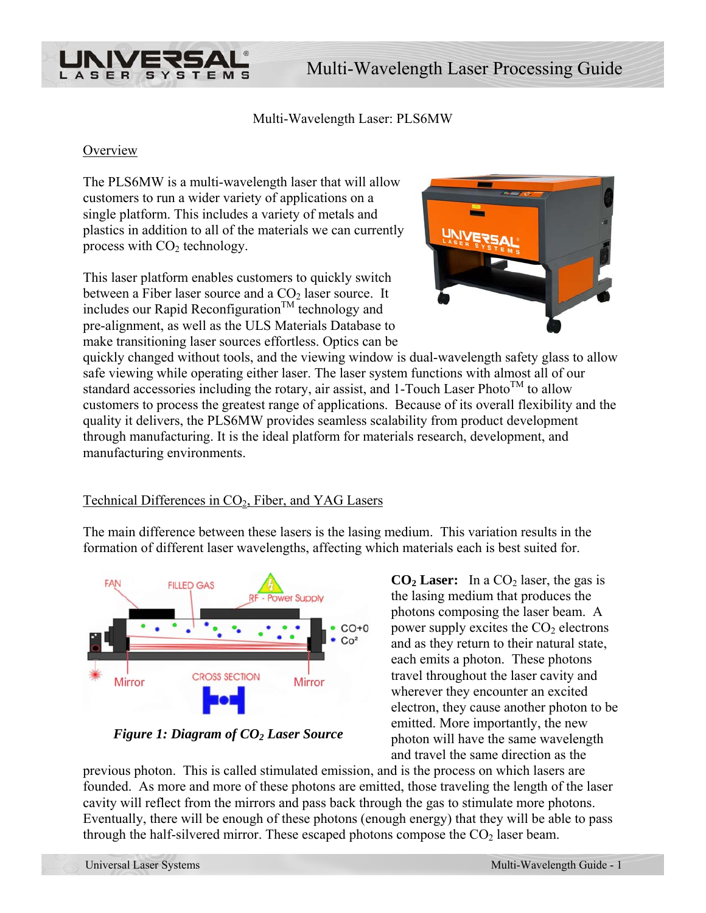Multi-Wavelength Laser: PLS6MW

## Overview

The PLS6MW is a multi-wavelength laser that will allow customers to run a wider variety of applications on a single platform. This includes a variety of metals and plastics in addition to all of the materials we can currently process with $CO_2$ technology.

This laser platform enables customers to quickly switch between a Fiber laser source and a $CO_2$ laser source. It includes our Rapid Reconfiguration™ technology and pre-alignment, as well as the ULS Materials Database to make transitioning laser sources effortless. Optics can be quickly changed without tools, and the viewing window is dual-wavelength safety glass to allow safe viewing while operating either laser. The laser system functions with almost all of our standard accessories including the rotary, air assist, and 1-Touch Laser Photo™ to allow customers to process the greatest range of applications. Because of its overall flexibility and the quality it delivers, the PLS6MW provides seamless scalability from product development through manufacturing. It is the ideal platform for materials research, development, and manufacturing environments.

## Technical Differences in $CO_2$, Fiber, and YAG Lasers

The main difference between these lasers is the lasing medium. This variation results in the formation of different laser wavelengths, affecting which materials each is best suited for.

***Figure 1: Diagram of $CO_2$ Laser Source***

**$CO_2$ Laser:** In a $CO_2$ laser, the gas is the lasing medium that produces the photons composing the laser beam. A power supply excites the $CO_2$ electrons and as they return to their natural state, each emits a photon. These photons travel throughout the laser cavity and wherever they encounter an excited electron, they cause another photon to be emitted. More importantly, the new photon will have the same wavelength and travel the same direction as the previous photon. This is called stimulated emission, and is the process on which lasers are founded. As more and more of these photons are emitted, those traveling the length of the laser cavity will reflect from the mirrors and pass back through the gas to stimulate more photons. Eventually, there will be enough of these photons (enough energy) that they will be able to pass through the half-silvered mirror. These escaped photons compose the $CO_2$ laser beam.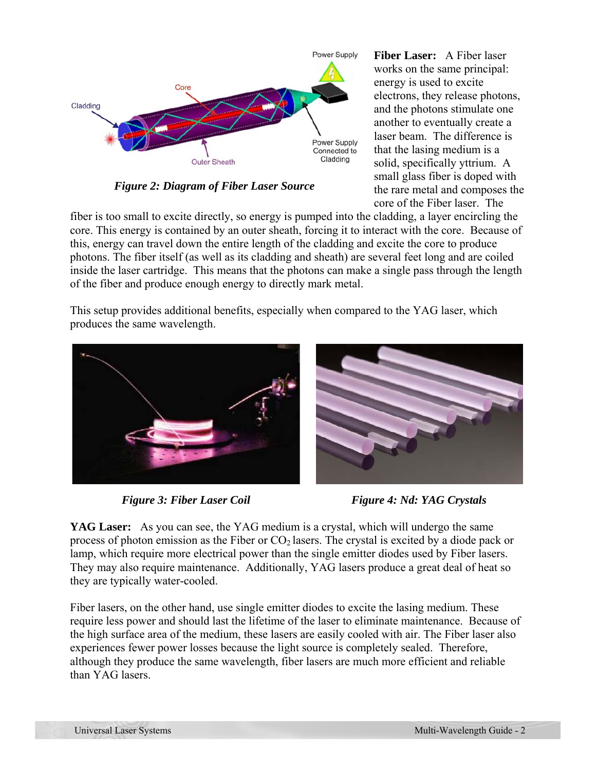**Fiber Laser:** A Fiber laser works on the same principal: energy is used to excite electrons, they release photons, and the photons stimulate one another to eventually create a laser beam. The difference is that the lasing medium is a solid, specifically yttrium. A small glass fiber is doped with the rare metal and composes the core of the Fiber laser. The fiber is too small to excite directly, so energy is pumped into the cladding, a layer encircling the core. This energy is contained by an outer sheath, forcing it to interact with the core. Because of this, energy can travel down the entire length of the cladding and excite the core to produce photons. The fiber itself (as well as its cladding and sheath) are several feet long and are coiled inside the laser cartridge. This means that the photons can make a single pass through the length of the fiber and produce enough energy to directly mark metal.

*Figure 2: Diagram of Fiber Laser Source*

This setup provides additional benefits, especially when compared to the YAG laser, which produces the same wavelength.

*Figure 3: Fiber Laser Coil*

*Figure 4: Nd: YAG Crystals*

**YAG Laser:** As you can see, the YAG medium is a crystal, which will undergo the same process of photon emission as the Fiber or $CO_2$ lasers. The crystal is excited by a diode pack or lamp, which require more electrical power than the single emitter diodes used by Fiber lasers. They may also require maintenance. Additionally, YAG lasers produce a great deal of heat so they are typically water-cooled.

Fiber lasers, on the other hand, use single emitter diodes to excite the lasing medium. These require less power and should last the lifetime of the laser to eliminate maintenance. Because of the high surface area of the medium, these lasers are easily cooled with air. The Fiber laser also experiences fewer power losses because the light source is completely sealed. Therefore, although they produce the same wavelength, fiber lasers are much more efficient and reliable than YAG lasers.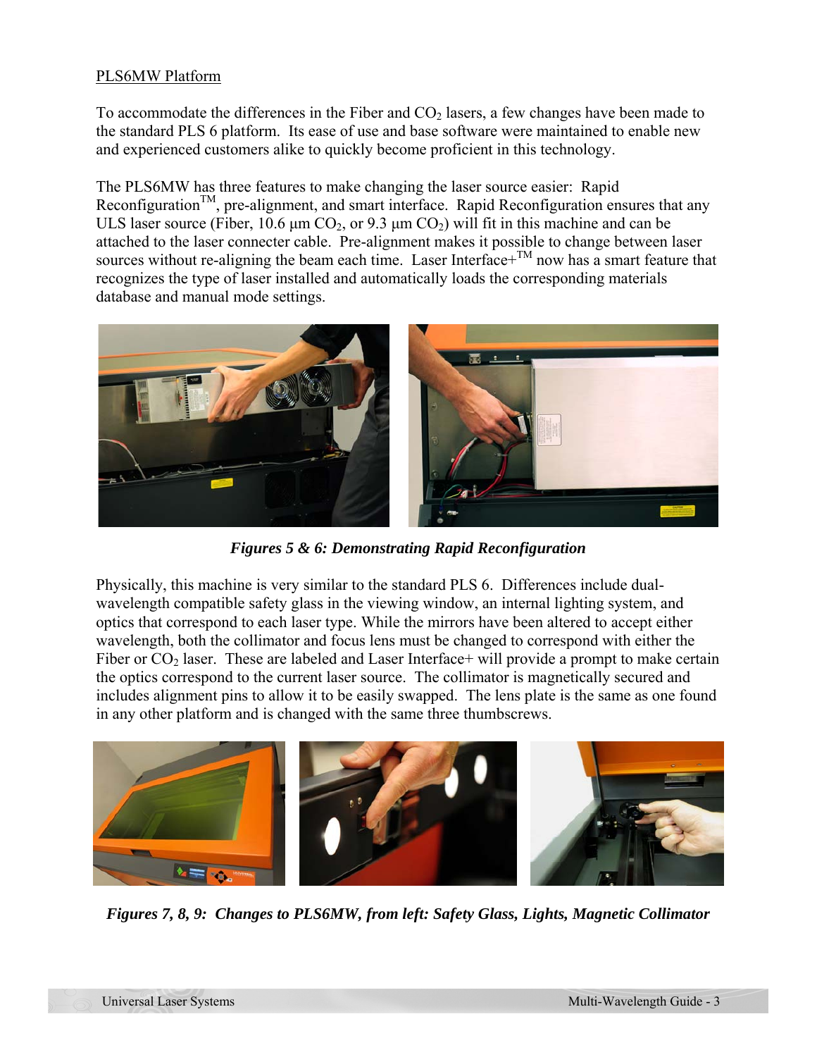PLS6MW Platform

To accommodate the differences in the Fiber and $CO_2$ lasers, a few changes have been made to the standard PLS 6 platform. Its ease of use and base software were maintained to enable new and experienced customers alike to quickly become proficient in this technology.

The PLS6MW has three features to make changing the laser source easier: Rapid Reconfiguration™, pre-alignment, and smart interface. Rapid Reconfiguration ensures that any ULS laser source (Fiber, 10.6 µm $CO_2$, or 9.3 µm $CO_2$) will fit in this machine and can be attached to the laser connecter cable. Pre-alignment makes it possible to change between laser sources without re-aligning the beam each time. Laser Interface+™ now has a smart feature that recognizes the type of laser installed and automatically loads the corresponding materials database and manual mode settings.

***Figures 5 & 6: Demonstrating Rapid Reconfiguration***

Physically, this machine is very similar to the standard PLS 6. Differences include dual-wavelength compatible safety glass in the viewing window, an internal lighting system, and optics that correspond to each laser type. While the mirrors have been altered to accept either wavelength, both the collimator and focus lens must be changed to correspond with either the Fiber or $CO_2$ laser. These are labeled and Laser Interface+ will provide a prompt to make certain the optics correspond to the current laser source. The collimator is magnetically secured and includes alignment pins to allow it to be easily swapped. The lens plate is the same as one found in any other platform and is changed with the same three thumbscrews.

***Figures 7, 8, 9: Changes to PLS6MW, from left: Safety Glass, Lights, Magnetic Collimator***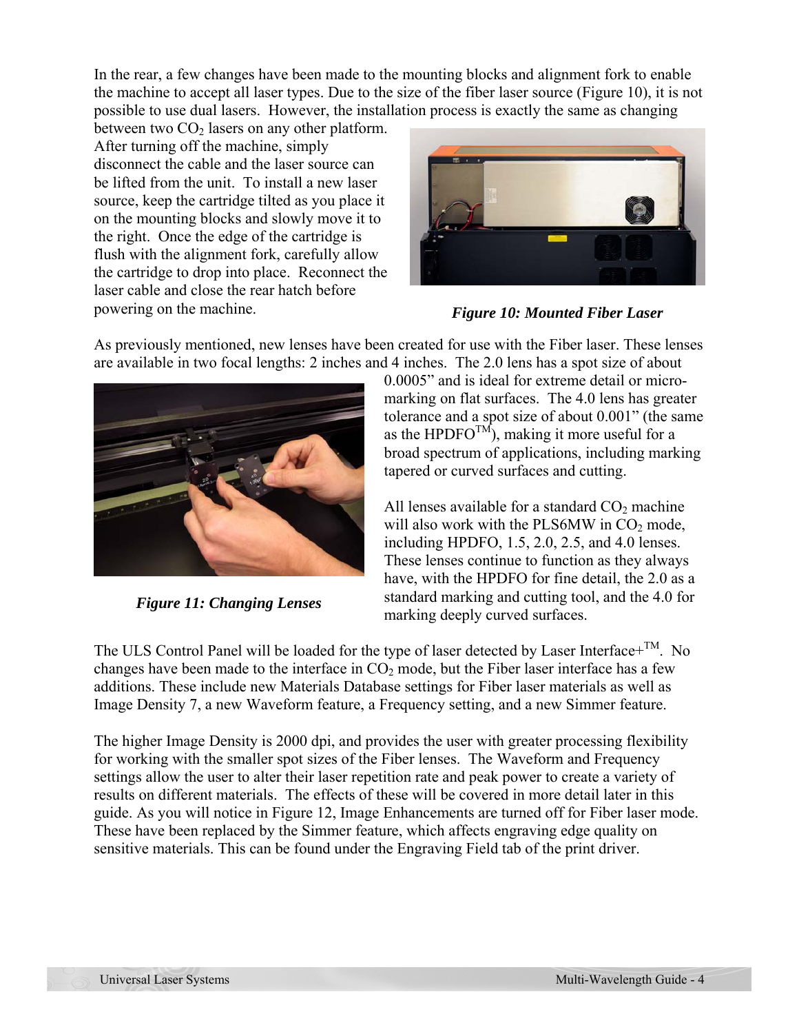In the rear, a few changes have been made to the mounting blocks and alignment fork to enable the machine to accept all laser types. Due to the size of the fiber laser source (Figure 10), it is not possible to use dual lasers. However, the installation process is exactly the same as changing between two $CO_2$ lasers on any other platform. After turning off the machine, simply disconnect the cable and the laser source can be lifted from the unit. To install a new laser source, keep the cartridge tilted as you place it on the mounting blocks and slowly move it to the right. Once the edge of the cartridge is flush with the alignment fork, carefully allow the cartridge to drop into place. Reconnect the laser cable and close the rear hatch before powering on the machine.

***Figure 10: Mounted Fiber Laser***

As previously mentioned, new lenses have been created for use with the Fiber laser. These lenses are available in two focal lengths: 2 inches and 4 inches. The 2.0 lens has a spot size of about 0.0005" and is ideal for extreme detail or micro-marking on flat surfaces. The 4.0 lens has greater tolerance and a spot size of about 0.001" (the same as the HPDFO™), making it more useful for a broad spectrum of applications, including marking tapered or curved surfaces and cutting.

***Figure 11: Changing Lenses***

All lenses available for a standard $CO_2$ machine will also work with the PLS6MW in $CO_2$ mode, including HPDFO, 1.5, 2.0, 2.5, and 4.0 lenses. These lenses continue to function as they always have, with the HPDFO for fine detail, the 2.0 as a standard marking and cutting tool, and the 4.0 for marking deeply curved surfaces.

The ULS Control Panel will be loaded for the type of laser detected by Laser Interface+™. No changes have been made to the interface in $CO_2$ mode, but the Fiber laser interface has a few additions. These include new Materials Database settings for Fiber laser materials as well as Image Density 7, a new Waveform feature, a Frequency setting, and a new Simmer feature.

The higher Image Density is 2000 dpi, and provides the user with greater processing flexibility for working with the smaller spot sizes of the Fiber lenses. The Waveform and Frequency settings allow the user to alter their laser repetition rate and peak power to create a variety of results on different materials. The effects of these will be covered in more detail later in this guide. As you will notice in Figure 12, Image Enhancements are turned off for Fiber laser mode. These have been replaced by the Simmer feature, which affects engraving edge quality on sensitive materials. This can be found under the Engraving Field tab of the print driver.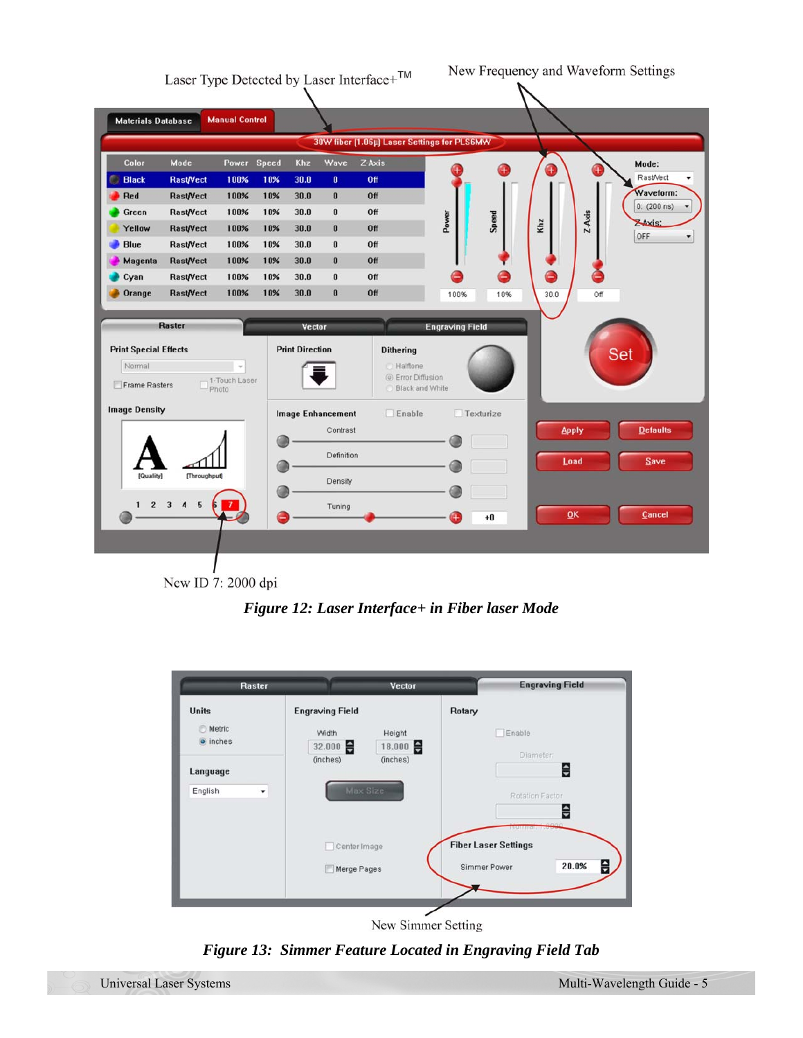Laser Type Detected by Laser Interface+™

New Frequency and Waveform Settings

New ID 7: 2000 dpi

*Figure 12: Laser Interface+ in Fiber laser Mode*

New Simmer Setting

*Figure 13: Simmer Feature Located in Engraving Field Tab*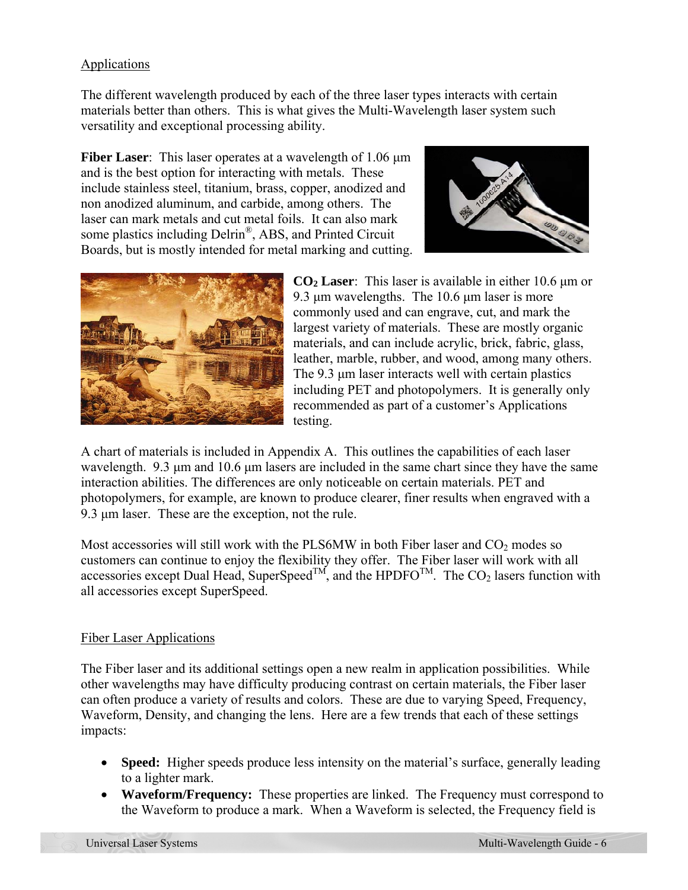Applications

The different wavelength produced by each of the three laser types interacts with certain materials better than others. This is what gives the Multi-Wavelength laser system such versatility and exceptional processing ability.

**Fiber Laser**: This laser operates at a wavelength of 1.06 µm and is the best option for interacting with metals. These include stainless steel, titanium, brass, copper, anodized and non anodized aluminum, and carbide, among others. The laser can mark metals and cut metal foils. It can also mark some plastics including Delrin®, ABS, and Printed Circuit Boards, but is mostly intended for metal marking and cutting.

**$CO_2$ Laser**: This laser is available in either 10.6 µm or 9.3 µm wavelengths. The 10.6 µm laser is more commonly used and can engrave, cut, and mark the largest variety of materials. These are mostly organic materials, and can include acrylic, brick, fabric, glass, leather, marble, rubber, and wood, among many others. The 9.3 µm laser interacts well with certain plastics including PET and photopolymers. It is generally only recommended as part of a customer's Applications testing.

A chart of materials is included in Appendix A. This outlines the capabilities of each laser wavelength. 9.3 µm and 10.6 µm lasers are included in the same chart since they have the same interaction abilities. The differences are only noticeable on certain materials. PET and photopolymers, for example, are known to produce clearer, finer results when engraved with a 9.3 µm laser. These are the exception, not the rule.

Most accessories will still work with the PLS6MW in both Fiber laser and $CO_2$ modes so customers can continue to enjoy the flexibility they offer. The Fiber laser will work with all accessories except Dual Head, SuperSpeed™, and the HPDFO™. The $CO_2$ lasers function with all accessories except SuperSpeed.

Fiber Laser Applications

The Fiber laser and its additional settings open a new realm in application possibilities. While other wavelengths may have difficulty producing contrast on certain materials, the Fiber laser can often produce a variety of results and colors. These are due to varying Speed, Frequency, Waveform, Density, and changing the lens. Here are a few trends that each of these settings impacts:

- **Speed:** Higher speeds produce less intensity on the material's surface, generally leading to a lighter mark.
- **Waveform/Frequency:** These properties are linked. The Frequency must correspond to the Waveform to produce a mark. When a Waveform is selected, the Frequency field is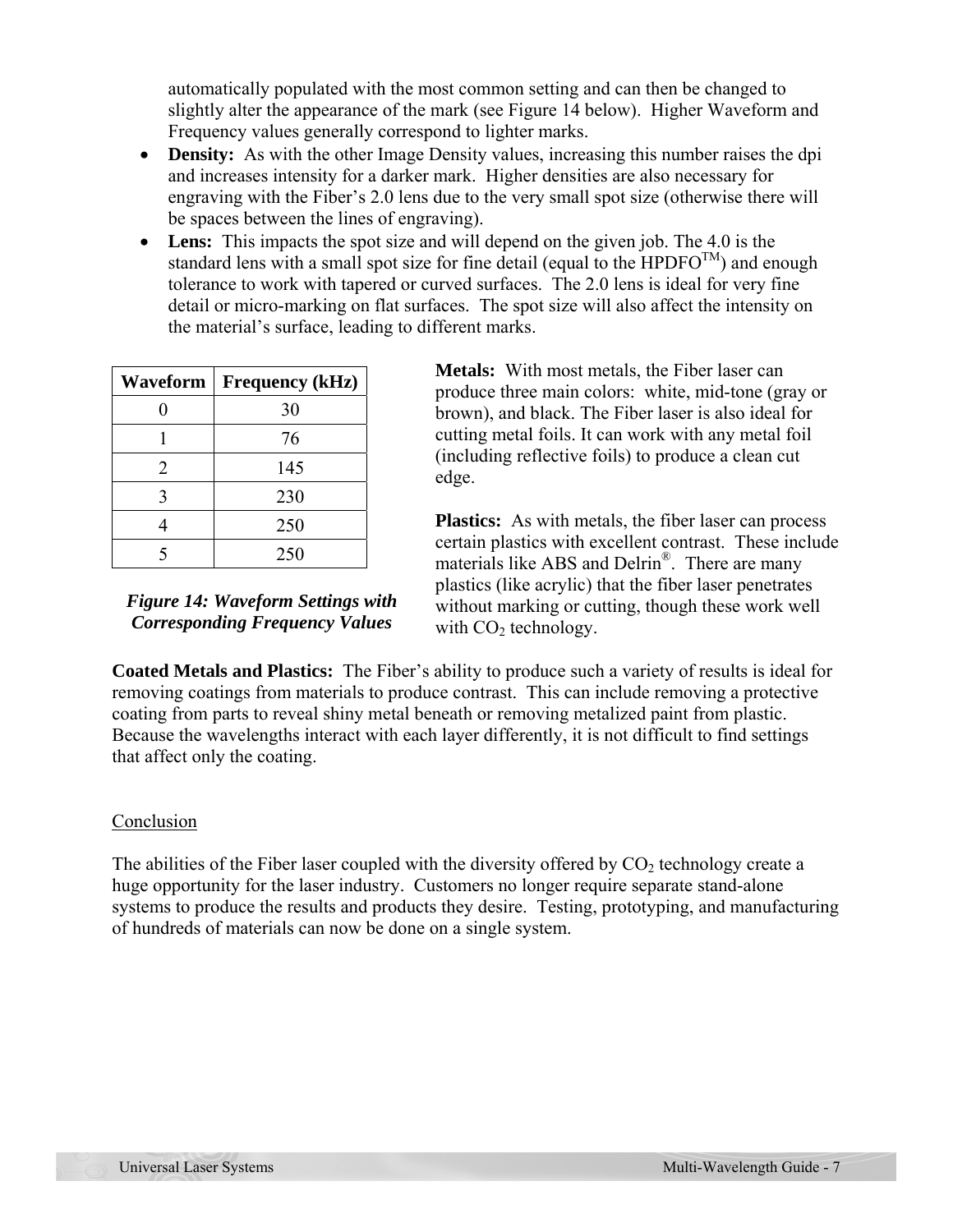automatically populated with the most common setting and can then be changed to slightly alter the appearance of the mark (see Figure 14 below). Higher Waveform and Frequency values generally correspond to lighter marks.

- **Density:** As with the other Image Density values, increasing this number raises the dpi and increases intensity for a darker mark. Higher densities are also necessary for engraving with the Fiber's 2.0 lens due to the very small spot size (otherwise there will be spaces between the lines of engraving).
- **Lens:** This impacts the spot size and will depend on the given job. The 4.0 is the standard lens with a small spot size for fine detail (equal to the HPDFO™) and enough tolerance to work with tapered or curved surfaces. The 2.0 lens is ideal for very fine detail or micro-marking on flat surfaces. The spot size will also affect the intensity on the material's surface, leading to different marks.

| Waveform | Frequency (kHz) |
|---|---|
| 0 | 30 |
| 1 | 76 |
| 2 | 145 |
| 3 | 230 |
| 4 | 250 |
| 5 | 250 |

***Figure 14: Waveform Settings with Corresponding Frequency Values***

**Metals:** With most metals, the Fiber laser can produce three main colors: white, mid-tone (gray or brown), and black. The Fiber laser is also ideal for cutting metal foils. It can work with any metal foil (including reflective foils) to produce a clean cut edge.

**Plastics:** As with metals, the fiber laser can process certain plastics with excellent contrast. These include materials like ABS and Delrin®. There are many plastics (like acrylic) that the fiber laser penetrates without marking or cutting, though these work well with $CO_2$ technology.

**Coated Metals and Plastics:** The Fiber's ability to produce such a variety of results is ideal for removing coatings from materials to produce contrast. This can include removing a protective coating from parts to reveal shiny metal beneath or removing metalized paint from plastic. Because the wavelengths interact with each layer differently, it is not difficult to find settings that affect only the coating.

## Conclusion

The abilities of the Fiber laser coupled with the diversity offered by $CO_2$ technology create a huge opportunity for the laser industry. Customers no longer require separate stand-alone systems to produce the results and products they desire. Testing, prototyping, and manufacturing of hundreds of materials can now be done on a single system.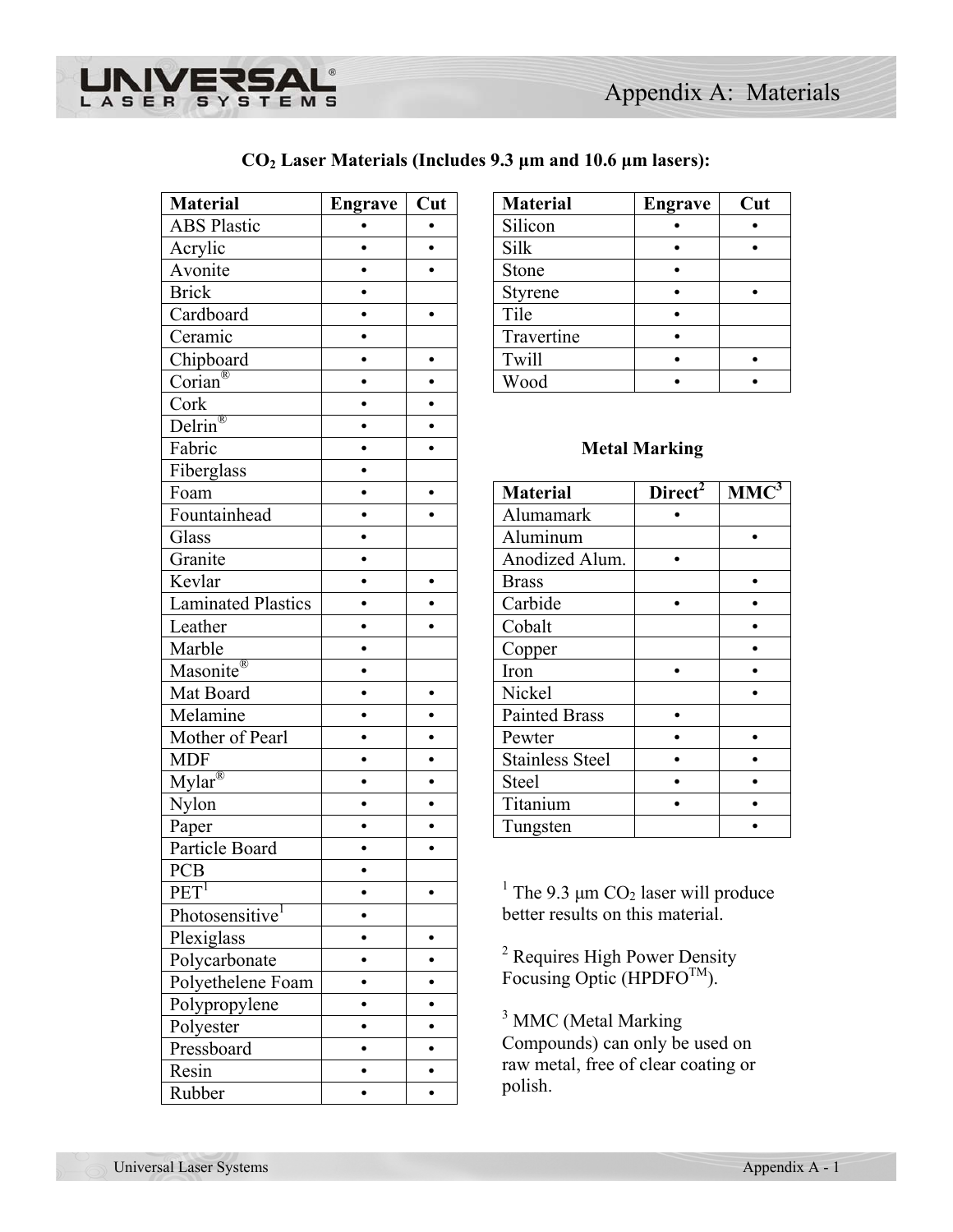# Appendix A: Materials

**$CO_2$ Laser Materials (Includes 9.3 µm and 10.6 µm lasers):**

| Material | Engrave | Cut |
|---|---|---|
| ABS Plastic | • | • |
| Acrylic | • | • |
| Avonite | • | • |
| Brick | • | |
| Cardboard | • | • |
| Ceramic | • | |
| Chipboard | • | • |
| Corian® | • | • |
| Cork | • | • |
| Delrin® | • | • |
| Fabric | • | • |
| Fiberglass | • | |
| Foam | • | • |
| Fountainhead | • | • |
| Glass | • | |
| Granite | • | |
| Kevlar | • | • |
| Laminated Plastics | • | • |
| Leather | • | • |
| Marble | • | |
| Masonite® | • | |
| Mat Board | • | • |
| Melamine | • | • |
| Mother of Pearl | • | • |
| MDF | • | • |
| Mylar® | • | • |
| Nylon | • | • |
| Paper | • | • |
| Particle Board | • | • |
| PCB | • | |
| PET[1] | • | • |
| Photosensitive[1] | • | |
| Plexiglass | • | • |
| Polycarbonate | • | • |
| Polyethelene Foam | • | • |
| Polypropylene | • | • |
| Polyester | • | • |
| Pressboard | • | • |
| Resin | • | • |
| Rubber | • | • |
| Silicon | • | • |
| Silk | • | • |
| Stone | • | |
| Styrene | • | • |
| Tile | • | |
| Travertine | • | |
| Twill | • | • |
| Wood | • | • |

**Metal Marking**

| Material | Direct[2] | MMC[3] |
|---|---|---|
| Alumamark | • | |
| Aluminum | | • |
| Anodized Alum. | • | |
| Brass | | • |
| Carbide | • | • |
| Cobalt | | • |
| Copper | | • |
| Iron | • | • |
| Nickel | | • |
| Painted Brass | • | |
| Pewter | • | • |
| Stainless Steel | • | • |
| Steel | • | • |
| Titanium | • | • |
| Tungsten | | • |

[1] The 9.3 µm $CO_2$ laser will produce better results on this material.

[2] Requires High Power Density Focusing Optic (HPDFO™).

[3] MMC (Metal Marking Compounds) can only be used on raw metal, free of clear coating or polish.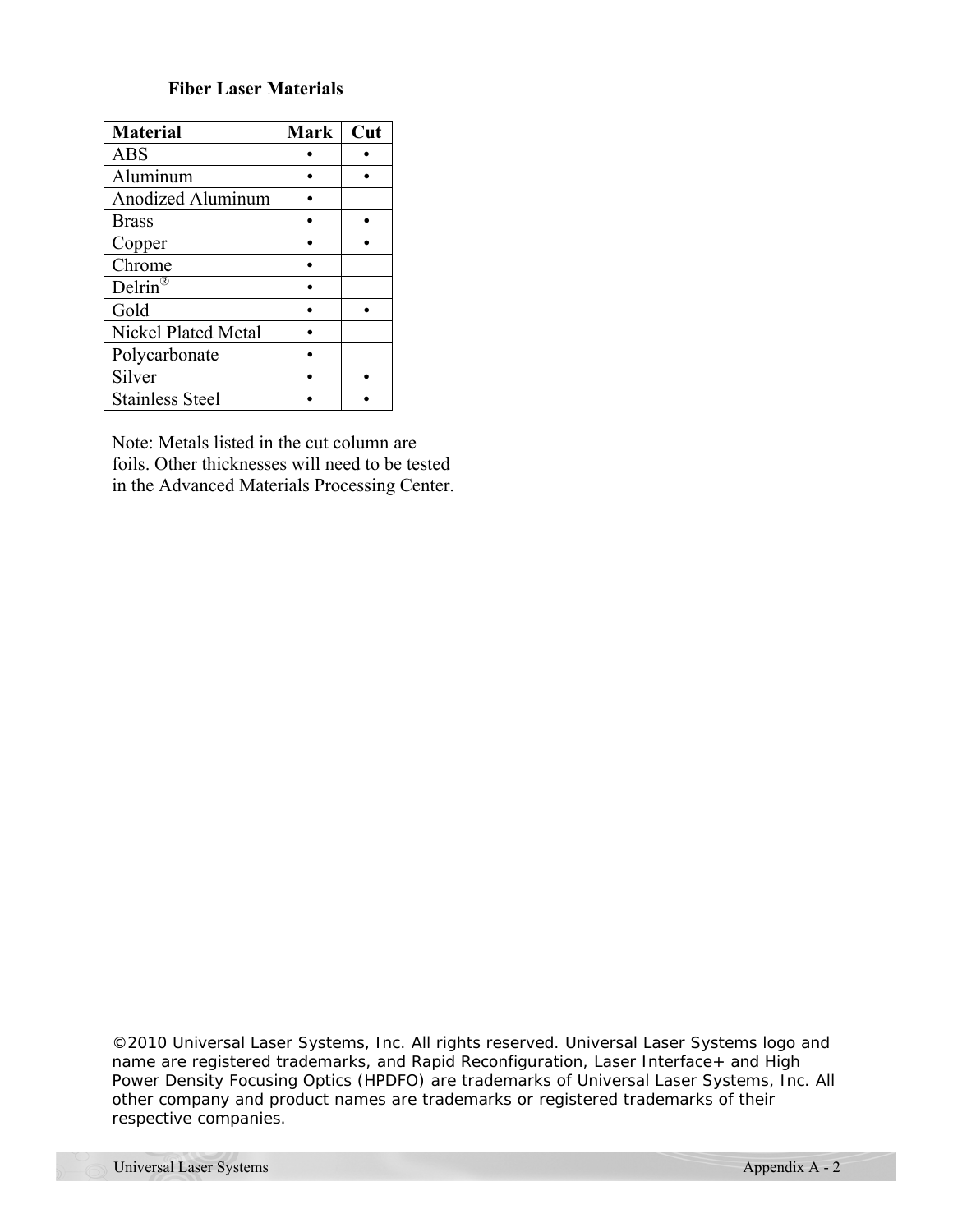### Fiber Laser Materials

| Material | Mark | Cut |
|---|---|---|
| ABS | • | • |
| Aluminum | • | • |
| Anodized Aluminum | • | |
| Brass | • | • |
| Copper | • | • |
| Chrome | • | |
| Delrin® | • | |
| Gold | • | • |
| Nickel Plated Metal | • | |
| Polycarbonate | • | |
| Silver | • | • |
| Stainless Steel | • | • |

Note: Metals listed in the cut column are foils. Other thicknesses will need to be tested in the Advanced Materials Processing Center.

©2010 Universal Laser Systems, Inc. All rights reserved. Universal Laser Systems logo and name are registered trademarks, and Rapid Reconfiguration, Laser Interface+ and High Power Density Focusing Optics (HPDFO) are trademarks of Universal Laser Systems, Inc. All other company and product names are trademarks or registered trademarks of their respective companies.